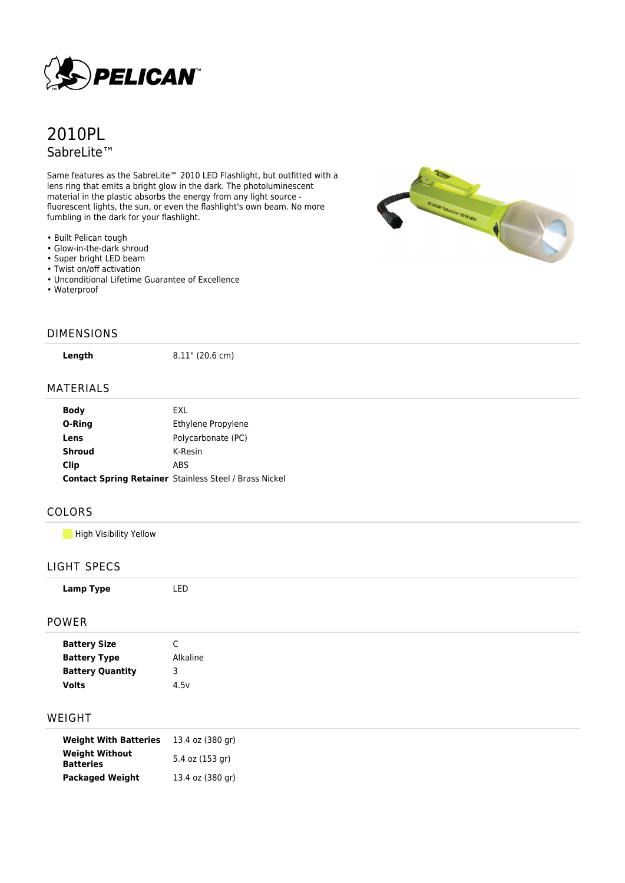PELICAN™

# 2010PL

## SabreLite™

Same features as the SabreLite™ 2010 LED Flashlight, but outfitted with a lens ring that emits a bright glow in the dark. The photoluminescent material in the plastic absorbs the energy from any light source - fluorescent lights, the sun, or even the flashlight's own beam. No more fumbling in the dark for your flashlight.

- Built Pelican tough
- Glow-in-the-dark shroud
- Super bright LED beam
- Twist on/off activation
- Unconditional Lifetime Guarantee of Excellence
- Waterproof

## DIMENSIONS

| | |
|---|---|
| **Length** | 8.11" (20.6 cm) |

## MATERIALS

| | |
|---|---|
| **Body** | EXL |
| **O-Ring** | Ethylene Propylene |
| **Lens** | Polycarbonate (PC) |
| **Shroud** | K-Resin |
| **Clip** | ABS |
| **Contact Spring Retainer** | Stainless Steel / Brass Nickel |

## COLORS

High Visibility Yellow

## LIGHT SPECS

| | |
|---|---|
| **Lamp Type** | LED |

## POWER

| | |
|---|---|
| **Battery Size** | C |
| **Battery Type** | Alkaline |
| **Battery Quantity** | 3 |
| **Volts** | 4.5v |

## WEIGHT

| | |
|---|---|
| **Weight With Batteries** | 13.4 oz (380 gr) |
| **Weight Without Batteries** | 5.4 oz (153 gr) |
| **Packaged Weight** | 13.4 oz (380 gr) |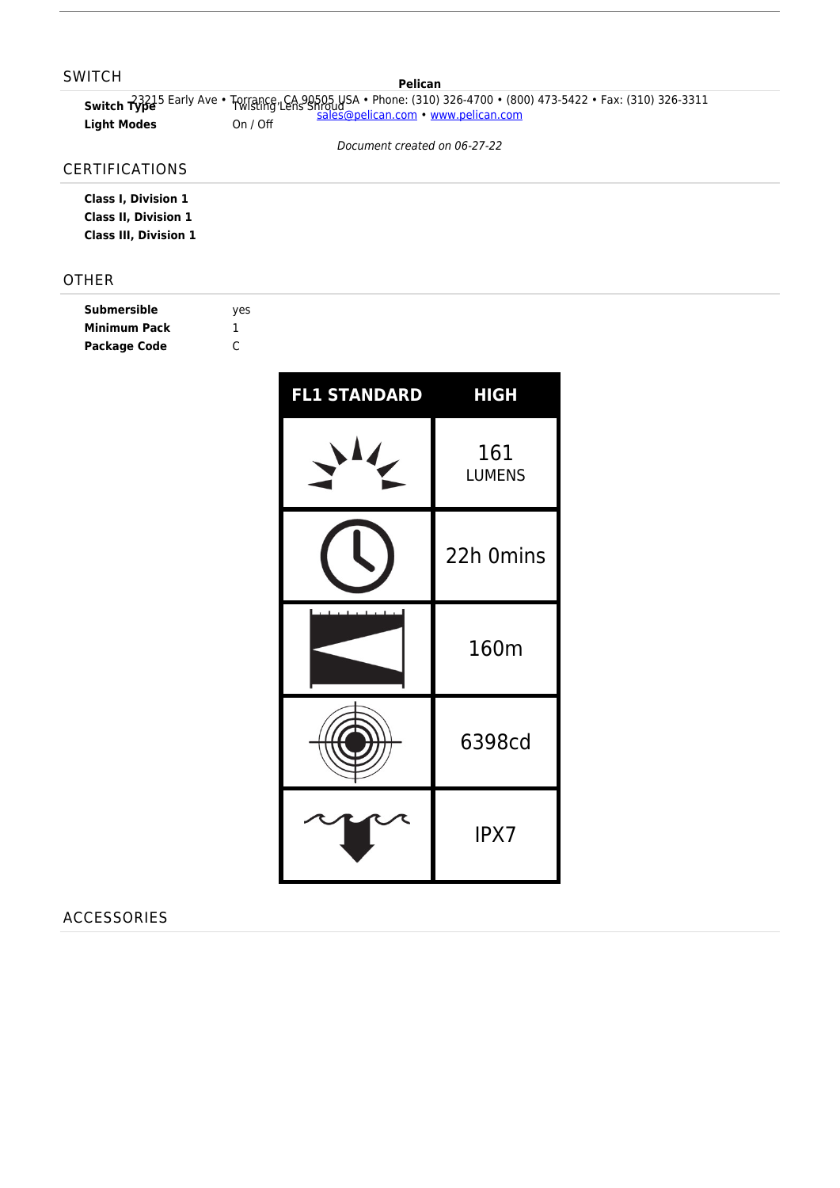## SWITCH

| | |
|---|---|
| **Switch Type** | Twisting Lens Shroud |
| **Light Modes** | On / Off |

## CERTIFICATIONS

**Class I, Division 1**
**Class II, Division 1**
**Class III, Division 1**

## OTHER

| | |
|---|---|
| **Submersible** | yes |
| **Minimum Pack** | 1 |
| **Package Code** | C |

| FL1 STANDARD | HIGH |
|---|---|
| | 161 LUMENS |
| | 22h 0mins |
| | 160m |
| | 6398cd |
| | IPX7 |

## ACCESSORIES